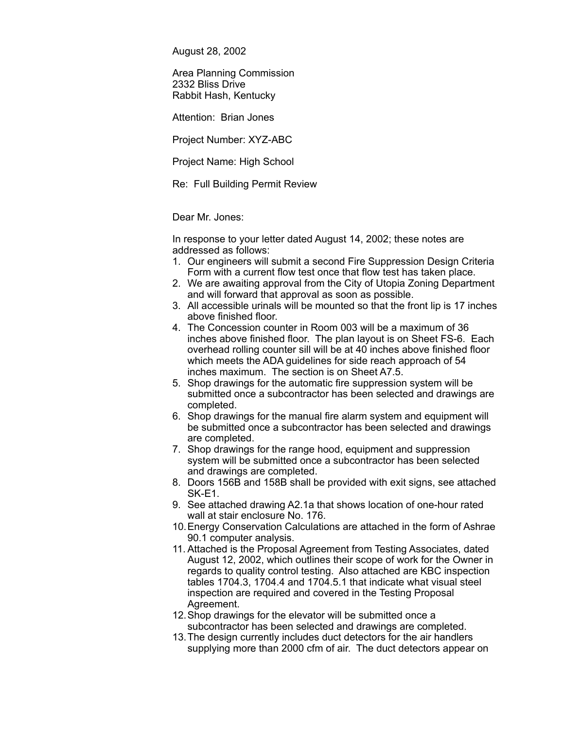August 28, 2002

Area Planning Commission
2332 Bliss Drive
Rabbit Hash, Kentucky

Attention: Brian Jones

Project Number: XYZ-ABC

Project Name: High School

Re: Full Building Permit Review

Dear Mr. Jones:

In response to your letter dated August 14, 2002; these notes are addressed as follows:

1. Our engineers will submit a second Fire Suppression Design Criteria Form with a current flow test once that flow test has taken place.
2. We are awaiting approval from the City of Utopia Zoning Department and will forward that approval as soon as possible.
3. All accessible urinals will be mounted so that the front lip is 17 inches above finished floor.
4. The Concession counter in Room 003 will be a maximum of 36 inches above finished floor. The plan layout is on Sheet FS-6. Each overhead rolling counter sill will be at 40 inches above finished floor which meets the ADA guidelines for side reach approach of 54 inches maximum. The section is on Sheet A7.5.
5. Shop drawings for the automatic fire suppression system will be submitted once a subcontractor has been selected and drawings are completed.
6. Shop drawings for the manual fire alarm system and equipment will be submitted once a subcontractor has been selected and drawings are completed.
7. Shop drawings for the range hood, equipment and suppression system will be submitted once a subcontractor has been selected and drawings are completed.
8. Doors 156B and 158B shall be provided with exit signs, see attached SK-E1.
9. See attached drawing A2.1a that shows location of one-hour rated wall at stair enclosure No. 176.
10. Energy Conservation Calculations are attached in the form of Ashrae 90.1 computer analysis.
11. Attached is the Proposal Agreement from Testing Associates, dated August 12, 2002, which outlines their scope of work for the Owner in regards to quality control testing. Also attached are KBC inspection tables 1704.3, 1704.4 and 1704.5.1 that indicate what visual steel inspection are required and covered in the Testing Proposal Agreement.
12. Shop drawings for the elevator will be submitted once a subcontractor has been selected and drawings are completed.
13. The design currently includes duct detectors for the air handlers supplying more than 2000 cfm of air. The duct detectors appear on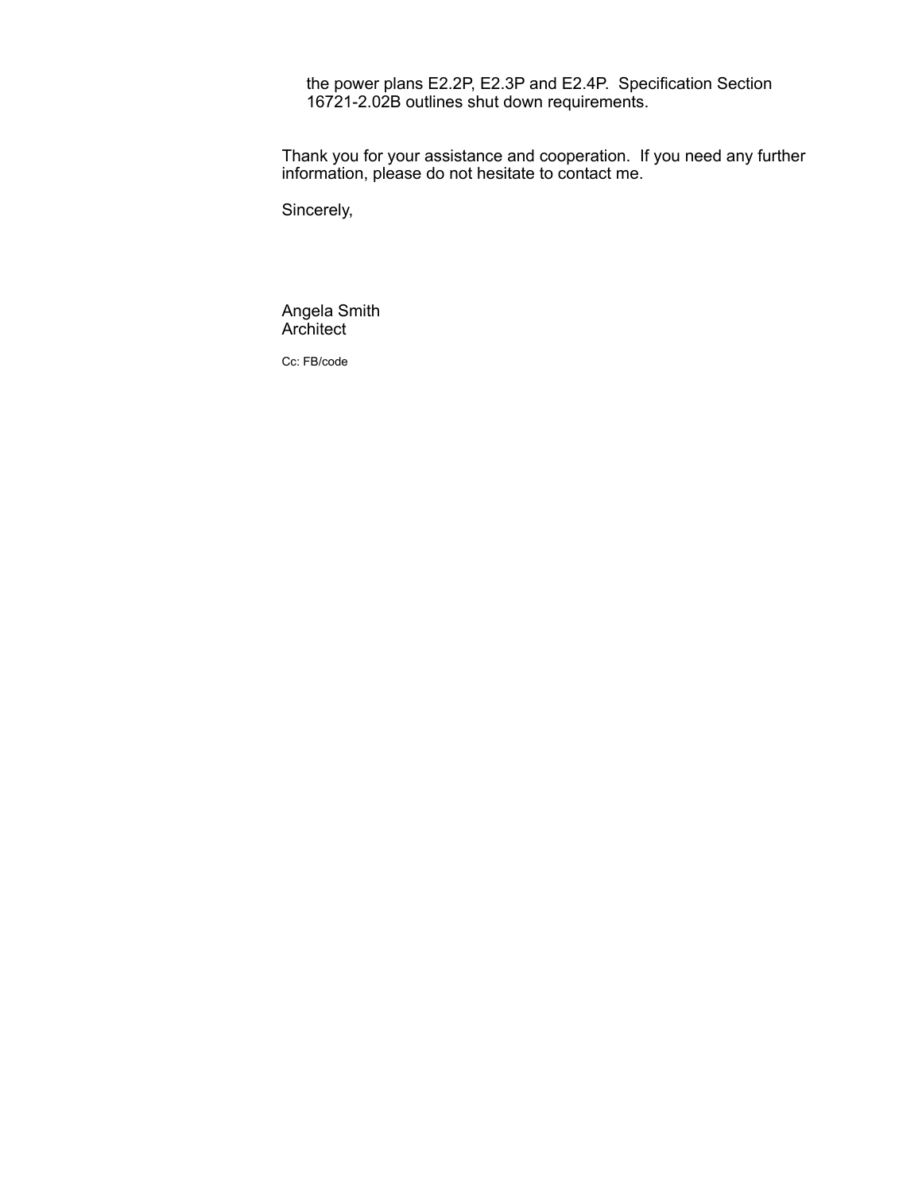the power plans E2.2P, E2.3P and E2.4P. Specification Section 16721-2.02B outlines shut down requirements.

Thank you for your assistance and cooperation. If you need any further information, please do not hesitate to contact me.

Sincerely,

Angela Smith
Architect

Cc: FB/code